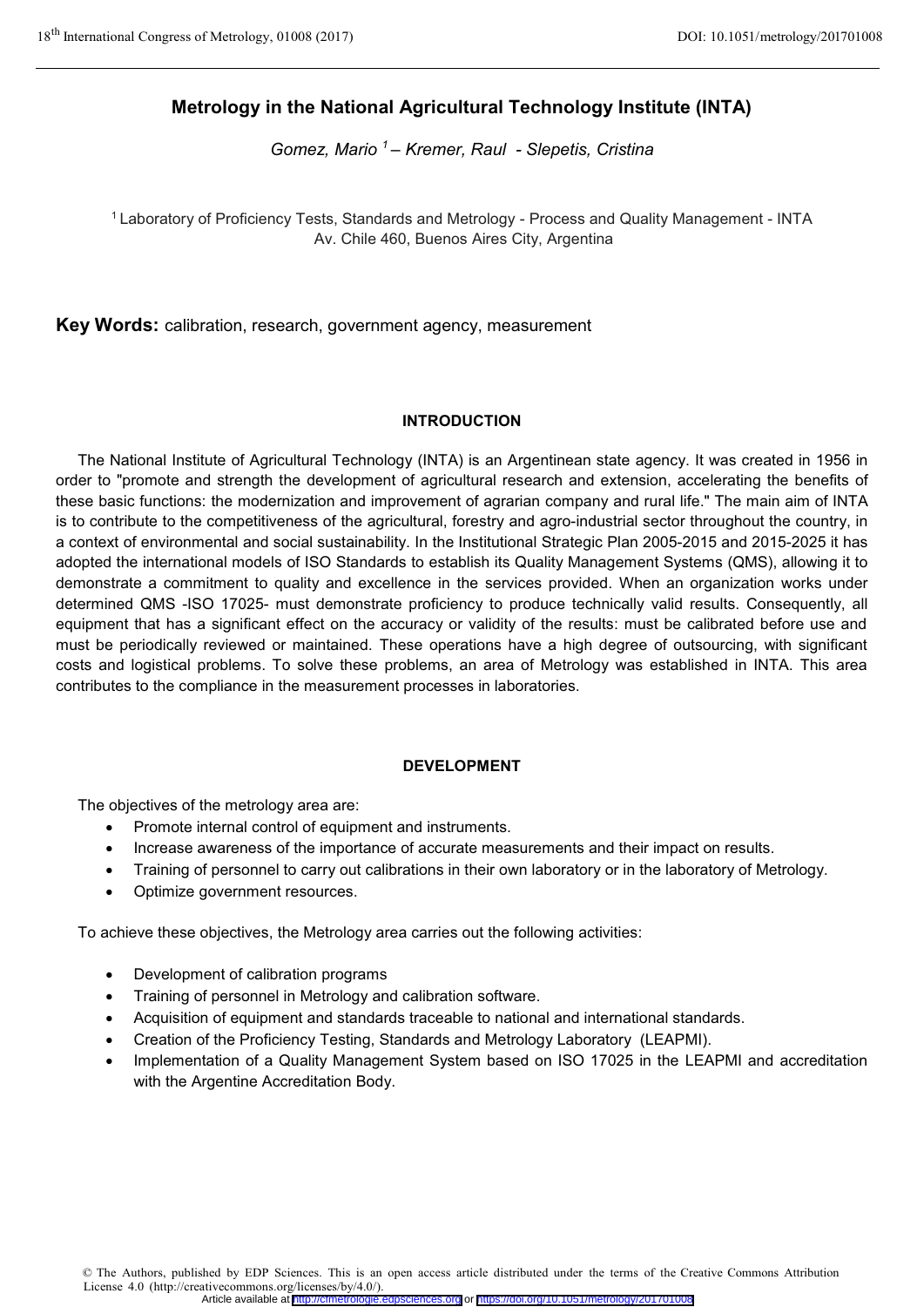# Metrology in the National Agricultural Technology Institute (INTA)

*Gomez, Mario [1] – Kremer, Raul - Slepetis, Cristina*

[1] Laboratory of Proficiency Tests, Standards and Metrology - Process and Quality Management - INTA
Av. Chile 460, Buenos Aires City, Argentina

**Key Words:** calibration, research, government agency, measurement

## INTRODUCTION

The National Institute of Agricultural Technology (INTA) is an Argentinean state agency. It was created in 1956 in order to "promote and strength the development of agricultural research and extension, accelerating the benefits of these basic functions: the modernization and improvement of agrarian company and rural life." The main aim of INTA is to contribute to the competitiveness of the agricultural, forestry and agro-industrial sector throughout the country, in a context of environmental and social sustainability. In the Institutional Strategic Plan 2005-2015 and 2015-2025 it has adopted the international models of ISO Standards to establish its Quality Management Systems (QMS), allowing it to demonstrate a commitment to quality and excellence in the services provided. When an organization works under determined QMS -ISO 17025- must demonstrate proficiency to produce technically valid results. Consequently, all equipment that has a significant effect on the accuracy or validity of the results: must be calibrated before use and must be periodically reviewed or maintained. These operations have a high degree of outsourcing, with significant costs and logistical problems. To solve these problems, an area of Metrology was established in INTA. This area contributes to the compliance in the measurement processes in laboratories.

## DEVELOPMENT

The objectives of the metrology area are:

- Promote internal control of equipment and instruments.
- Increase awareness of the importance of accurate measurements and their impact on results.
- Training of personnel to carry out calibrations in their own laboratory or in the laboratory of Metrology.
- Optimize government resources.

To achieve these objectives, the Metrology area carries out the following activities:

- Development of calibration programs
- Training of personnel in Metrology and calibration software.
- Acquisition of equipment and standards traceable to national and international standards.
- Creation of the Proficiency Testing, Standards and Metrology Laboratory (LEAPMI).
- Implementation of a Quality Management System based on ISO 17025 in the LEAPMI and accreditation with the Argentine Accreditation Body.

© The Authors, published by EDP Sciences. This is an open access article distributed under the terms of the Creative Commons Attribution License 4.0 (http://creativecommons.org/licenses/by/4.0/).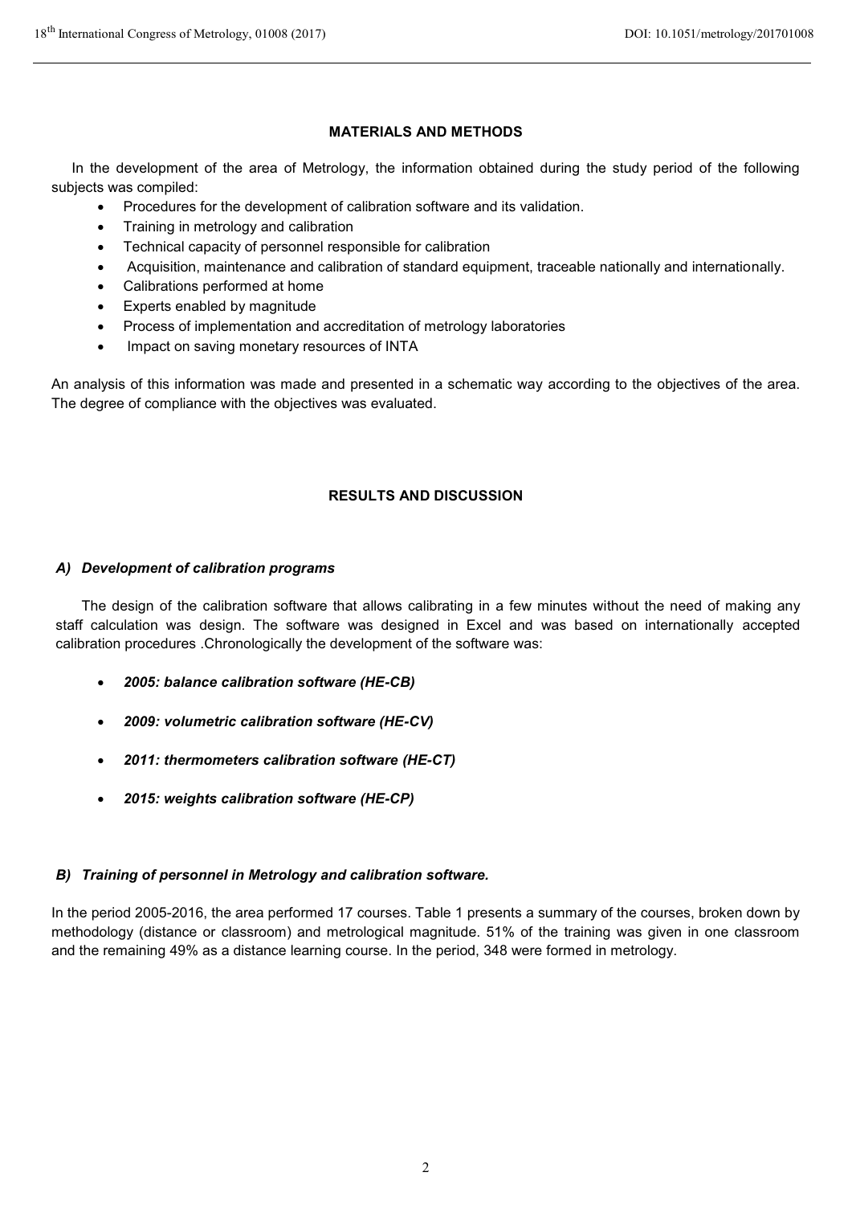## MATERIALS AND METHODS

In the development of the area of Metrology, the information obtained during the study period of the following subjects was compiled:

- Procedures for the development of calibration software and its validation.
- Training in metrology and calibration
- Technical capacity of personnel responsible for calibration
- Acquisition, maintenance and calibration of standard equipment, traceable nationally and internationally.
- Calibrations performed at home
- Experts enabled by magnitude
- Process of implementation and accreditation of metrology laboratories
- Impact on saving monetary resources of INTA

An analysis of this information was made and presented in a schematic way according to the objectives of the area. The degree of compliance with the objectives was evaluated.

## RESULTS AND DISCUSSION

### *A) Development of calibration programs*

The design of the calibration software that allows calibrating in a few minutes without the need of making any staff calculation was design. The software was designed in Excel and was based on internationally accepted calibration procedures .Chronologically the development of the software was:

- ***2005: balance calibration software (HE-CB)***
- ***2009: volumetric calibration software (HE-CV)***
- ***2011: thermometers calibration software (HE-CT)***
- ***2015: weights calibration software (HE-CP)***

### *B) Training of personnel in Metrology and calibration software.*

In the period 2005-2016, the area performed 17 courses. Table 1 presents a summary of the courses, broken down by methodology (distance or classroom) and metrological magnitude. 51% of the training was given in one classroom and the remaining 49% as a distance learning course. In the period, 348 were formed in metrology.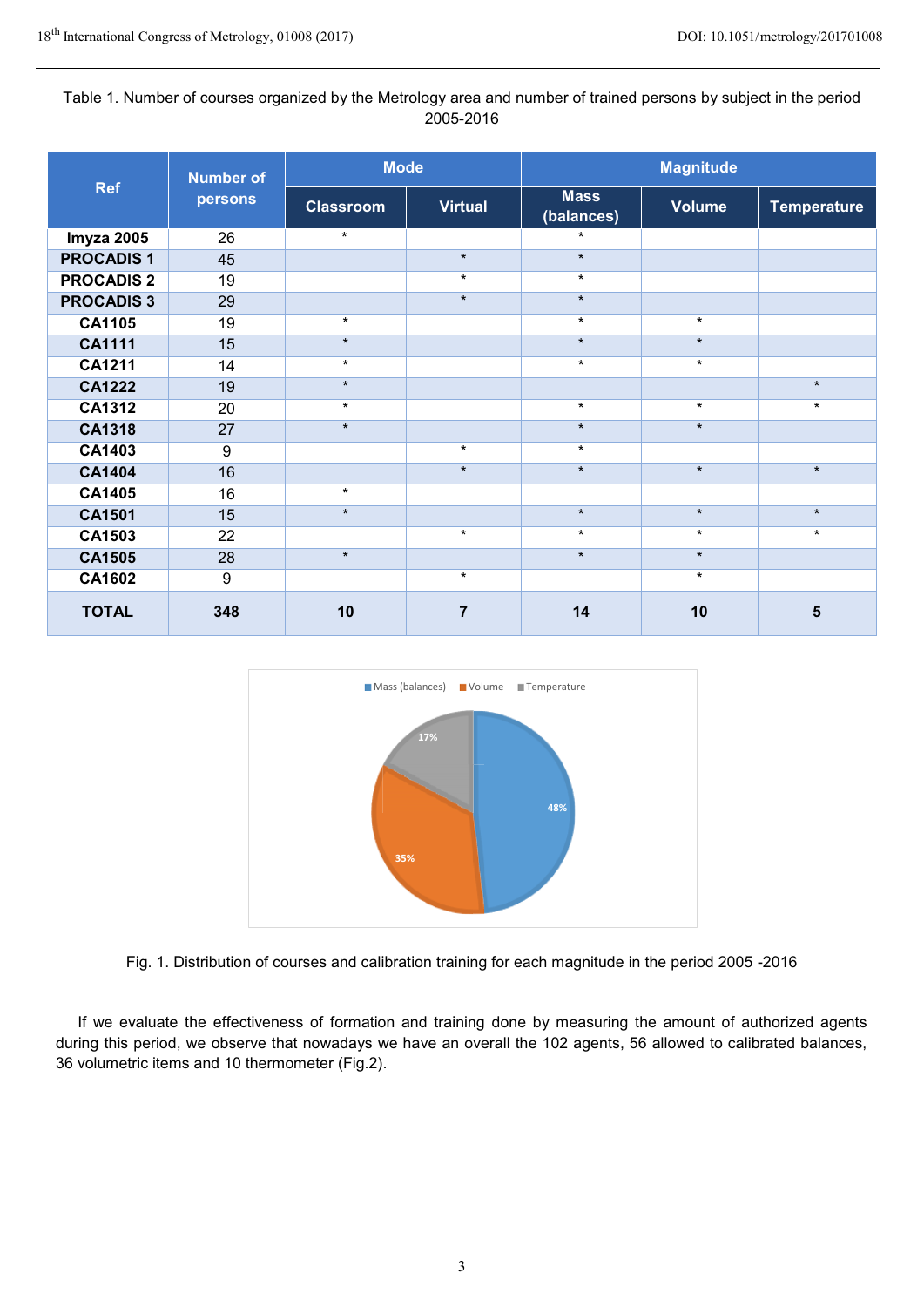Table 1. Number of courses organized by the Metrology area and number of trained persons by subject in the period 2005-2016

| Ref | Number of persons | Mode | | Magnitude | | |
|---|---|---|---|---|---|---|
| | | Classroom | Virtual | Mass (balances) | Volume | Temperature |
| **Imyza 2005** | 26 | * | | * | | |
| **PROCADIS 1** | 45 | | * | * | | |
| **PROCADIS 2** | 19 | | * | * | | |
| **PROCADIS 3** | 29 | | * | * | | |
| **CA1105** | 19 | * | | * | * | |
| **CA1111** | 15 | * | | * | * | |
| **CA1211** | 14 | * | | * | * | |
| **CA1222** | 19 | * | | | | * |
| **CA1312** | 20 | * | | * | * | * |
| **CA1318** | 27 | * | | * | * | |
| **CA1403** | 9 | | * | * | | |
| **CA1404** | 16 | | * | * | * | * |
| **CA1405** | 16 | * | | | | |
| **CA1501** | 15 | * | | * | * | * |
| **CA1503** | 22 | | * | * | * | * |
| **CA1505** | 28 | * | | * | * | |
| **CA1602** | 9 | | * | | * | |
| **TOTAL** | **348** | **10** | **7** | **14** | **10** | **5** |

Fig. 1. Distribution of courses and calibration training for each magnitude in the period 2005 -2016

If we evaluate the effectiveness of formation and training done by measuring the amount of authorized agents during this period, we observe that nowadays we have an overall the 102 agents, 56 allowed to calibrated balances, 36 volumetric items and 10 thermometer (Fig.2).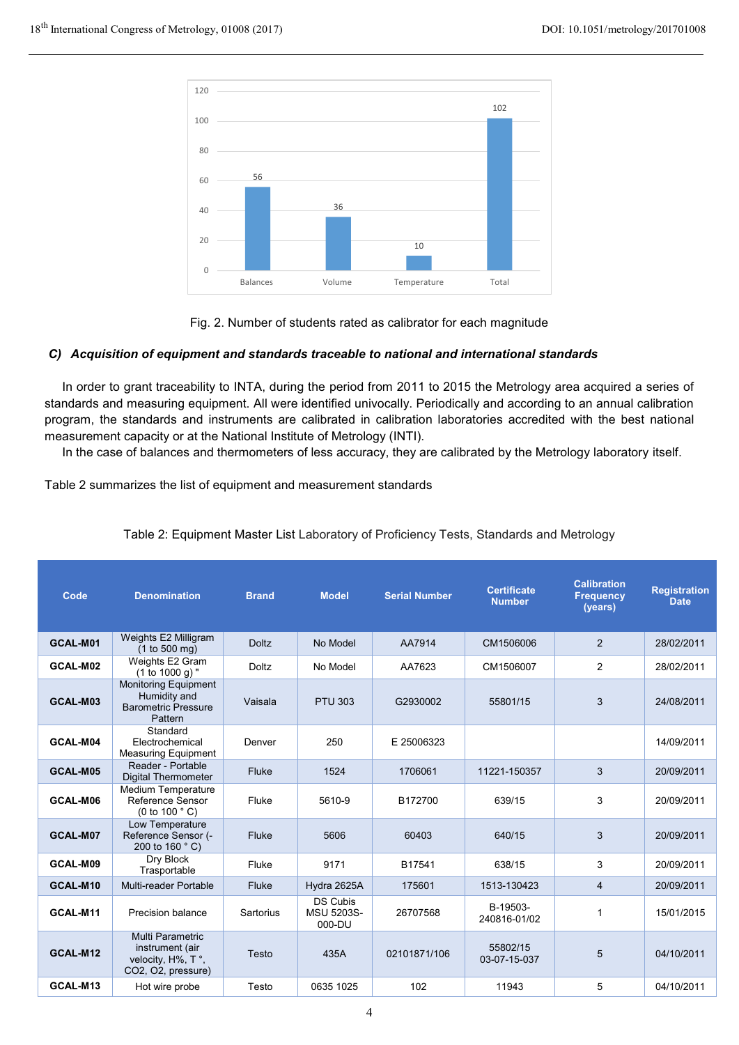Fig. 2. Number of students rated as calibrator for each magnitude

### *C) Acquisition of equipment and standards traceable to national and international standards*

In order to grant traceability to INTA, during the period from 2011 to 2015 the Metrology area acquired a series of standards and measuring equipment. All were identified univocally. Periodically and according to an annual calibration program, the standards and instruments are calibrated in calibration laboratories accredited with the best national measurement capacity or at the National Institute of Metrology (INTI).

In the case of balances and thermometers of less accuracy, they are calibrated by the Metrology laboratory itself.

Table 2 summarizes the list of equipment and measurement standards

Table 2: Equipment Master List Laboratory of Proficiency Tests, Standards and Metrology

| Code | Denomination | Brand | Model | Serial Number | Certificate Number | Calibration Frequency (years) | Registration Date |
|---|---|---|---|---|---|---|---|
| **GCAL-M01** | Weights E2 Milligram (1 to 500 mg) | Doltz | No Model | AA7914 | CM1506006 | 2 | 28/02/2011 |
| **GCAL-M02** | Weights E2 Gram (1 to 1000 g) " | Doltz | No Model | AA7623 | CM1506007 | 2 | 28/02/2011 |
| **GCAL-M03** | Monitoring Equipment Humidity and Barometric Pressure Pattern | Vaisala | PTU 303 | G2930002 | 55801/15 | 3 | 24/08/2011 |
| **GCAL-M04** | Standard Electrochemical Measuring Equipment | Denver | 250 | E 25006323 | | | 14/09/2011 |
| **GCAL-M05** | Reader - Portable Digital Thermometer | Fluke | 1524 | 1706061 | 11221-150357 | 3 | 20/09/2011 |
| **GCAL-M06** | Medium Temperature Reference Sensor (0 to 100 ° C) | Fluke | 5610-9 | B172700 | 639/15 | 3 | 20/09/2011 |
| **GCAL-M07** | Low Temperature Reference Sensor (-200 to 160 ° C) | Fluke | 5606 | 60403 | 640/15 | 3 | 20/09/2011 |
| **GCAL-M09** | Dry Block Trasportable | Fluke | 9171 | B17541 | 638/15 | 3 | 20/09/2011 |
| **GCAL-M10** | Multi-reader Portable | Fluke | Hydra 2625A | 175601 | 1513-130423 | 4 | 20/09/2011 |
| **GCAL-M11** | Precision balance | Sartorius | DS Cubis MSU 5203S-000-DU | 26707568 | B-19503-240816-01/02 | 1 | 15/01/2015 |
| **GCAL-M12** | Multi Parametric instrument (air velocity, H%, T °, CO2, O2, pressure) | Testo | 435A | 02101871/106 | 55802/15 03-07-15-037 | 5 | 04/10/2011 |
| **GCAL-M13** | Hot wire probe | Testo | 0635 1025 | 102 | 11943 | 5 | 04/10/2011 |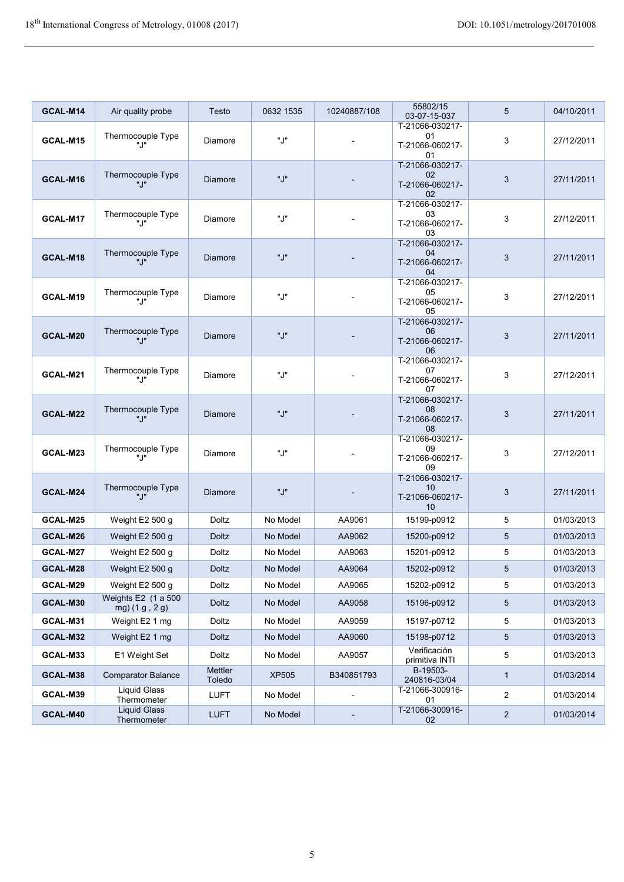| | | | | | | | |
|---|---|---|---|---|---|---|---|
| **GCAL-M14** | Air quality probe | Testo | 0632 1535 | 10240887/108 | 55802/15 03-07-15-037 | 5 | 04/10/2011 |
| **GCAL-M15** | Thermocouple Type "J" | Diamore | "J" | - | T-21066-030217-01 T-21066-060217-01 | 3 | 27/12/2011 |
| **GCAL-M16** | Thermocouple Type "J" | Diamore | "J" | - | T-21066-030217-02 T-21066-060217-02 | 3 | 27/11/2011 |
| **GCAL-M17** | Thermocouple Type "J" | Diamore | "J" | - | T-21066-030217-03 T-21066-060217-03 | 3 | 27/12/2011 |
| **GCAL-M18** | Thermocouple Type "J" | Diamore | "J" | - | T-21066-030217-04 T-21066-060217-04 | 3 | 27/11/2011 |
| **GCAL-M19** | Thermocouple Type "J" | Diamore | "J" | - | T-21066-030217-05 T-21066-060217-05 | 3 | 27/12/2011 |
| **GCAL-M20** | Thermocouple Type "J" | Diamore | "J" | - | T-21066-030217-06 T-21066-060217-06 | 3 | 27/11/2011 |
| **GCAL-M21** | Thermocouple Type "J" | Diamore | "J" | - | T-21066-030217-07 T-21066-060217-07 | 3 | 27/12/2011 |
| **GCAL-M22** | Thermocouple Type "J" | Diamore | "J" | - | T-21066-030217-08 T-21066-060217-08 | 3 | 27/11/2011 |
| **GCAL-M23** | Thermocouple Type "J" | Diamore | "J" | - | T-21066-030217-09 T-21066-060217-09 | 3 | 27/12/2011 |
| **GCAL-M24** | Thermocouple Type "J" | Diamore | "J" | - | T-21066-030217-10 T-21066-060217-10 | 3 | 27/11/2011 |
| **GCAL-M25** | Weight E2 500 g | Doltz | No Model | AA9061 | 15199-p0912 | 5 | 01/03/2013 |
| **GCAL-M26** | Weight E2 500 g | Doltz | No Model | AA9062 | 15200-p0912 | 5 | 01/03/2013 |
| **GCAL-M27** | Weight E2 500 g | Doltz | No Model | AA9063 | 15201-p0912 | 5 | 01/03/2013 |
| **GCAL-M28** | Weight E2 500 g | Doltz | No Model | AA9064 | 15202-p0912 | 5 | 01/03/2013 |
| **GCAL-M29** | Weight E2 500 g | Doltz | No Model | AA9065 | 15202-p0912 | 5 | 01/03/2013 |
| **GCAL-M30** | Weights E2 (1 a 500 mg) (1 g , 2 g) | Doltz | No Model | AA9058 | 15196-p0912 | 5 | 01/03/2013 |
| **GCAL-M31** | Weight E2 1 mg | Doltz | No Model | AA9059 | 15197-p0712 | 5 | 01/03/2013 |
| **GCAL-M32** | Weight E2 1 mg | Doltz | No Model | AA9060 | 15198-p0712 | 5 | 01/03/2013 |
| **GCAL-M33** | E1 Weight Set | Doltz | No Model | AA9057 | Verificación primitiva INTI | 5 | 01/03/2013 |
| **GCAL-M38** | Comparator Balance | Mettler Toledo | XP505 | B340851793 | B-19503-240816-03/04 | 1 | 01/03/2014 |
| **GCAL-M39** | Liquid Glass Thermometer | LUFT | No Model | - | T-21066-300916-01 | 2 | 01/03/2014 |
| **GCAL-M40** | Liquid Glass Thermometer | LUFT | No Model | - | T-21066-300916-02 | 2 | 01/03/2014 |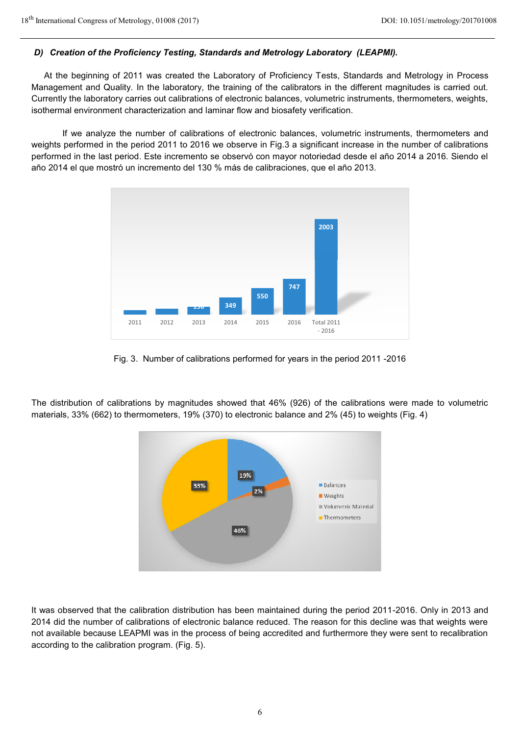### *D) Creation of the Proficiency Testing, Standards and Metrology Laboratory (LEAPMI).*

At the beginning of 2011 was created the Laboratory of Proficiency Tests, Standards and Metrology in Process Management and Quality. In the laboratory, the training of the calibrators in the different magnitudes is carried out. Currently the laboratory carries out calibrations of electronic balances, volumetric instruments, thermometers, weights, isothermal environment characterization and laminar flow and biosafety verification.

If we analyze the number of calibrations of electronic balances, volumetric instruments, thermometers and weights performed in the period 2011 to 2016 we observe in Fig.3 a significant increase in the number of calibrations performed in the last period. Este incremento se observó con mayor notoriedad desde el año 2014 a 2016. Siendo el año 2014 el que mostró un incremento del 130 % más de calibraciones, que el año 2013.

Fig. 3. Number of calibrations performed for years in the period 2011 -2016

The distribution of calibrations by magnitudes showed that 46% (926) of the calibrations were made to volumetric materials, 33% (662) to thermometers, 19% (370) to electronic balance and 2% (45) to weights (Fig. 4)

It was observed that the calibration distribution has been maintained during the period 2011-2016. Only in 2013 and 2014 did the number of calibrations of electronic balance reduced. The reason for this decline was that weights were not available because LEAPMI was in the process of being accredited and furthermore they were sent to recalibration according to the calibration program. (Fig. 5).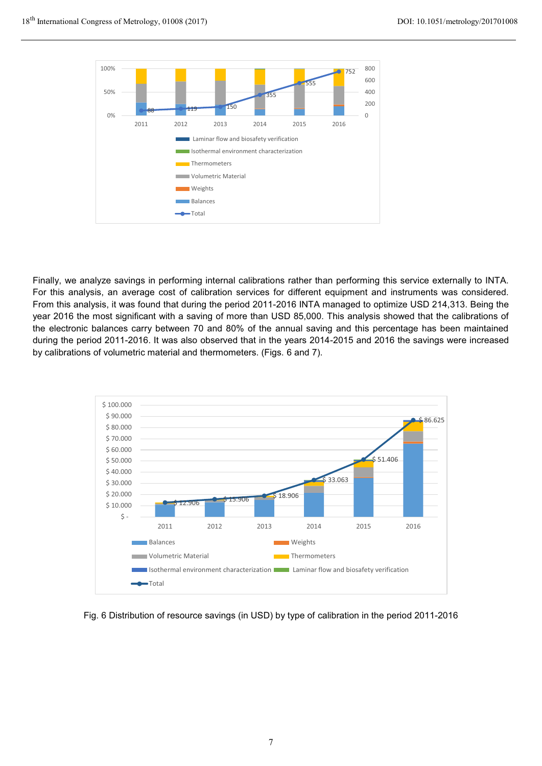Finally, we analyze savings in performing internal calibrations rather than performing this service externally to INTA. For this analysis, an average cost of calibration services for different equipment and instruments was considered. From this analysis, it was found that during the period 2011-2016 INTA managed to optimize USD 214,313. Being the year 2016 the most significant with a saving of more than USD 85,000. This analysis showed that the calibrations of the electronic balances carry between 70 and 80% of the annual saving and this percentage has been maintained during the period 2011-2016. It was also observed that in the years 2014-2015 and 2016 the savings were increased by calibrations of volumetric material and thermometers. (Figs. 6 and 7).

Fig. 6 Distribution of resource savings (in USD) by type of calibration in the period 2011-2016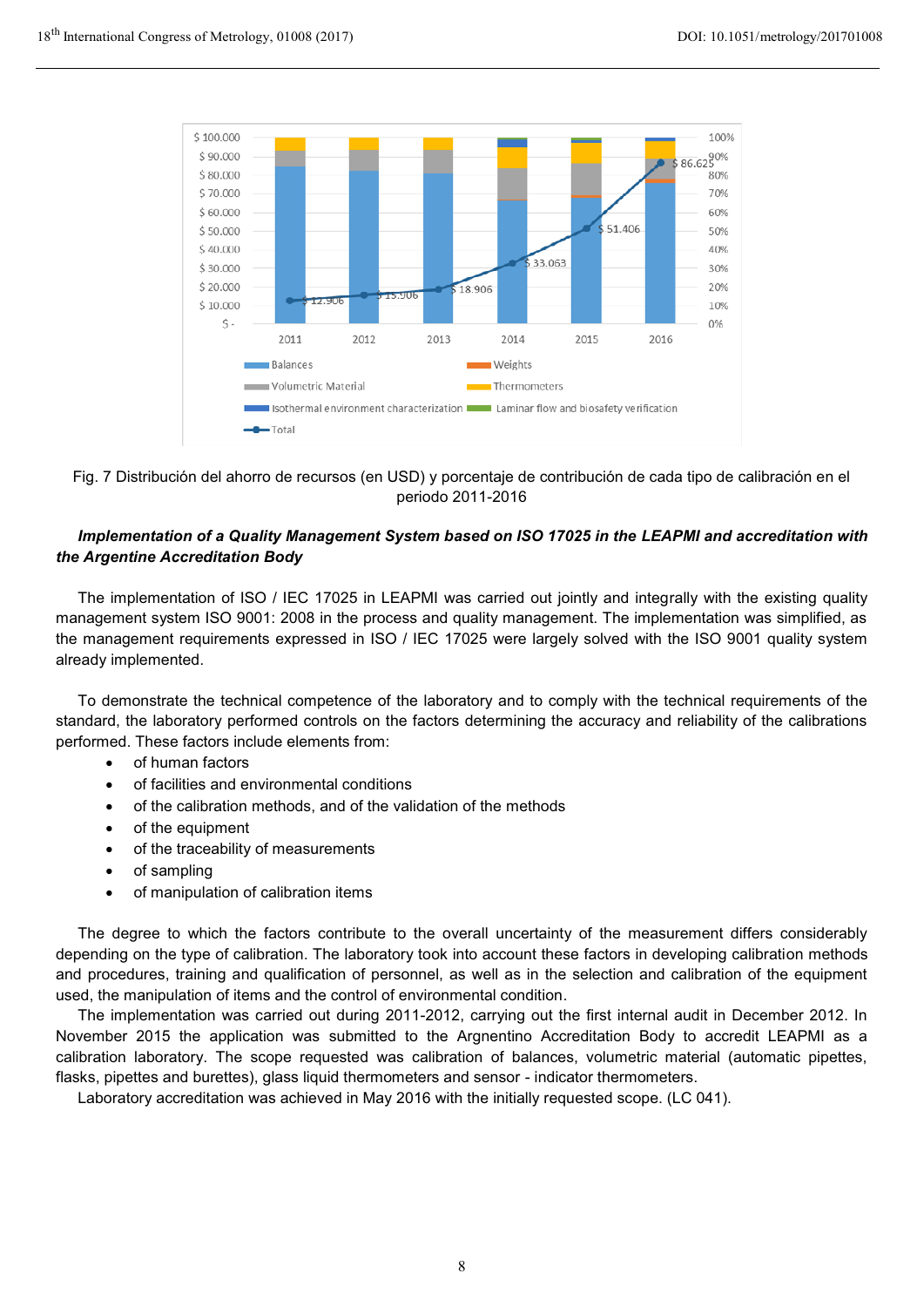Fig. 7 Distribución del ahorro de recursos (en USD) y porcentaje de contribución de cada tipo de calibración en el periodo 2011-2016

***Implementation of a Quality Management System based on ISO 17025 in the LEAPMI and accreditation with the Argentine Accreditation Body***

The implementation of ISO / IEC 17025 in LEAPMI was carried out jointly and integrally with the existing quality management system ISO 9001: 2008 in the process and quality management. The implementation was simplified, as the management requirements expressed in ISO / IEC 17025 were largely solved with the ISO 9001 quality system already implemented.

To demonstrate the technical competence of the laboratory and to comply with the technical requirements of the standard, the laboratory performed controls on the factors determining the accuracy and reliability of the calibrations performed. These factors include elements from:

- of human factors
- of facilities and environmental conditions
- of the calibration methods, and of the validation of the methods
- of the equipment
- of the traceability of measurements
- of sampling
- of manipulation of calibration items

The degree to which the factors contribute to the overall uncertainty of the measurement differs considerably depending on the type of calibration. The laboratory took into account these factors in developing calibration methods and procedures, training and qualification of personnel, as well as in the selection and calibration of the equipment used, the manipulation of items and the control of environmental condition.

The implementation was carried out during 2011-2012, carrying out the first internal audit in December 2012. In November 2015 the application was submitted to the Argnentino Accreditation Body to accredit LEAPMI as a calibration laboratory. The scope requested was calibration of balances, volumetric material (automatic pipettes, flasks, pipettes and burettes), glass liquid thermometers and sensor - indicator thermometers.

Laboratory accreditation was achieved in May 2016 with the initially requested scope. (LC 041).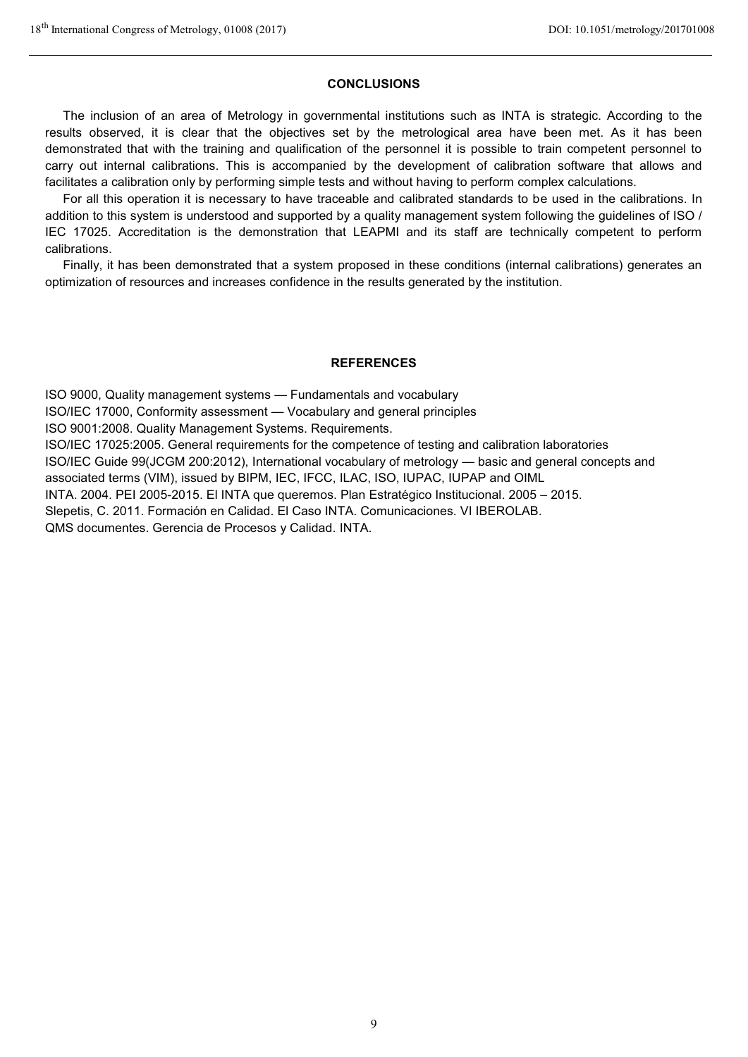## CONCLUSIONS

The inclusion of an area of Metrology in governmental institutions such as INTA is strategic. According to the results observed, it is clear that the objectives set by the metrological area have been met. As it has been demonstrated that with the training and qualification of the personnel it is possible to train competent personnel to carry out internal calibrations. This is accompanied by the development of calibration software that allows and facilitates a calibration only by performing simple tests and without having to perform complex calculations.

For all this operation it is necessary to have traceable and calibrated standards to be used in the calibrations. In addition to this system is understood and supported by a quality management system following the guidelines of ISO / IEC 17025. Accreditation is the demonstration that LEAPMI and its staff are technically competent to perform calibrations.

Finally, it has been demonstrated that a system proposed in these conditions (internal calibrations) generates an optimization of resources and increases confidence in the results generated by the institution.

## REFERENCES

ISO 9000, Quality management systems — Fundamentals and vocabulary

ISO/IEC 17000, Conformity assessment — Vocabulary and general principles

ISO 9001:2008. Quality Management Systems. Requirements.

ISO/IEC 17025:2005. General requirements for the competence of testing and calibration laboratories

ISO/IEC Guide 99(JCGM 200:2012), International vocabulary of metrology — basic and general concepts and associated terms (VIM), issued by BIPM, IEC, IFCC, ILAC, ISO, IUPAC, IUPAP and OIML

INTA. 2004. PEI 2005-2015. El INTA que queremos. Plan Estratégico Institucional. 2005 – 2015.

Slepetis, C. 2011. Formación en Calidad. El Caso INTA. Comunicaciones. VI IBEROLAB.

QMS documentes. Gerencia de Procesos y Calidad. INTA.